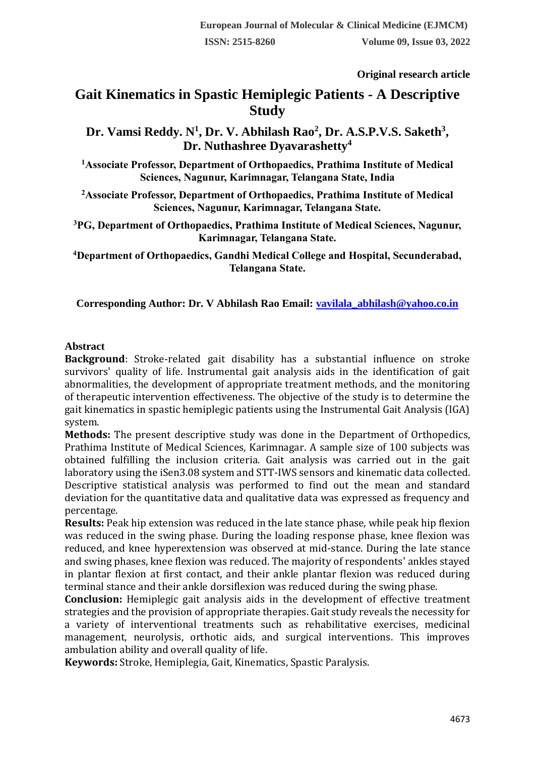**Original research article**

# Gait Kinematics in Spastic Hemiplegic Patients - A Descriptive Study

**Dr. Vamsi Reddy. N[1], Dr. V. Abhilash Rao[2], Dr. A.S.P.V.S. Saketh[3], Dr. Nuthashree Dyavarashetty[4]**

**[1]Associate Professor, Department of Orthopaedics, Prathima Institute of Medical Sciences, Nagunur, Karimnagar, Telangana State, India**

**[2]Associate Professor, Department of Orthopaedics, Prathima Institute of Medical Sciences, Nagunur, Karimnagar, Telangana State.**

**[3]PG, Department of Orthopaedics, Prathima Institute of Medical Sciences, Nagunur, Karimnagar, Telangana State.**

**[4]Department of Orthopaedics, Gandhi Medical College and Hospital, Secunderabad, Telangana State.**

**Corresponding Author: Dr. V Abhilash Rao Email: vavilala_abhilash@yahoo.co.in**

## Abstract

**Background**: Stroke-related gait disability has a substantial influence on stroke survivors' quality of life. Instrumental gait analysis aids in the identification of gait abnormalities, the development of appropriate treatment methods, and the monitoring of therapeutic intervention effectiveness. The objective of the study is to determine the gait kinematics in spastic hemiplegic patients using the Instrumental Gait Analysis (IGA) system.

**Methods:** The present descriptive study was done in the Department of Orthopedics, Prathima Institute of Medical Sciences, Karimnagar. A sample size of 100 subjects was obtained fulfilling the inclusion criteria. Gait analysis was carried out in the gait laboratory using the iSen3.08 system and STT-IWS sensors and kinematic data collected. Descriptive statistical analysis was performed to find out the mean and standard deviation for the quantitative data and qualitative data was expressed as frequency and percentage.

**Results:** Peak hip extension was reduced in the late stance phase, while peak hip flexion was reduced in the swing phase. During the loading response phase, knee flexion was reduced, and knee hyperextension was observed at mid-stance. During the late stance and swing phases, knee flexion was reduced. The majority of respondents' ankles stayed in plantar flexion at first contact, and their ankle plantar flexion was reduced during terminal stance and their ankle dorsiflexion was reduced during the swing phase.

**Conclusion:** Hemiplegic gait analysis aids in the development of effective treatment strategies and the provision of appropriate therapies. Gait study reveals the necessity for a variety of interventional treatments such as rehabilitative exercises, medicinal management, neurolysis, orthotic aids, and surgical interventions. This improves ambulation ability and overall quality of life.

**Keywords:** Stroke, Hemiplegia, Gait, Kinematics, Spastic Paralysis.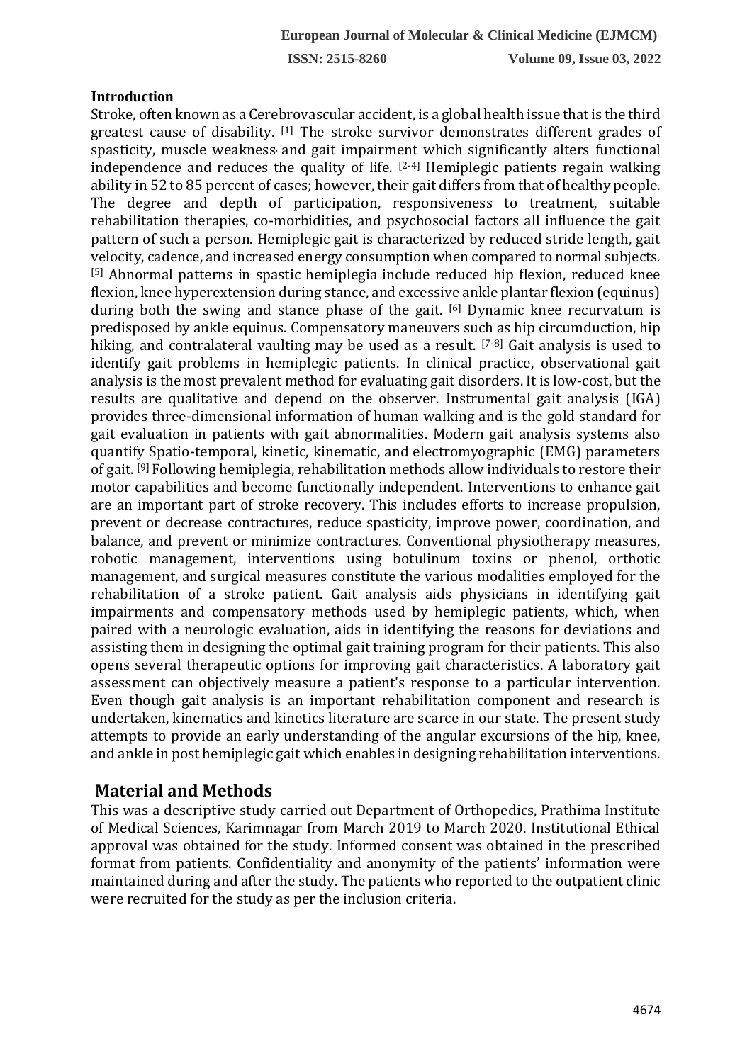## Introduction

Stroke, often known as a Cerebrovascular accident, is a global health issue that is the third greatest cause of disability. [1] The stroke survivor demonstrates different grades of spasticity, muscle weakness, and gait impairment which significantly alters functional independence and reduces the quality of life. [2-4] Hemiplegic patients regain walking ability in 52 to 85 percent of cases; however, their gait differs from that of healthy people. The degree and depth of participation, responsiveness to treatment, suitable rehabilitation therapies, co-morbidities, and psychosocial factors all influence the gait pattern of such a person. Hemiplegic gait is characterized by reduced stride length, gait velocity, cadence, and increased energy consumption when compared to normal subjects. [5] Abnormal patterns in spastic hemiplegia include reduced hip flexion, reduced knee flexion, knee hyperextension during stance, and excessive ankle plantar flexion (equinus) during both the swing and stance phase of the gait. [6] Dynamic knee recurvatum is predisposed by ankle equinus. Compensatory maneuvers such as hip circumduction, hip hiking, and contralateral vaulting may be used as a result. [7-8] Gait analysis is used to identify gait problems in hemiplegic patients. In clinical practice, observational gait analysis is the most prevalent method for evaluating gait disorders. It is low-cost, but the results are qualitative and depend on the observer. Instrumental gait analysis (IGA) provides three-dimensional information of human walking and is the gold standard for gait evaluation in patients with gait abnormalities. Modern gait analysis systems also quantify Spatio-temporal, kinetic, kinematic, and electromyographic (EMG) parameters of gait. [9] Following hemiplegia, rehabilitation methods allow individuals to restore their motor capabilities and become functionally independent. Interventions to enhance gait are an important part of stroke recovery. This includes efforts to increase propulsion, prevent or decrease contractures, reduce spasticity, improve power, coordination, and balance, and prevent or minimize contractures. Conventional physiotherapy measures, robotic management, interventions using botulinum toxins or phenol, orthotic management, and surgical measures constitute the various modalities employed for the rehabilitation of a stroke patient. Gait analysis aids physicians in identifying gait impairments and compensatory methods used by hemiplegic patients, which, when paired with a neurologic evaluation, aids in identifying the reasons for deviations and assisting them in designing the optimal gait training program for their patients. This also opens several therapeutic options for improving gait characteristics. A laboratory gait assessment can objectively measure a patient's response to a particular intervention. Even though gait analysis is an important rehabilitation component and research is undertaken, kinematics and kinetics literature are scarce in our state. The present study attempts to provide an early understanding of the angular excursions of the hip, knee, and ankle in post hemiplegic gait which enables in designing rehabilitation interventions.

## Material and Methods

This was a descriptive study carried out Department of Orthopedics, Prathima Institute of Medical Sciences, Karimnagar from March 2019 to March 2020. Institutional Ethical approval was obtained for the study. Informed consent was obtained in the prescribed format from patients. Confidentiality and anonymity of the patients' information were maintained during and after the study. The patients who reported to the outpatient clinic were recruited for the study as per the inclusion criteria.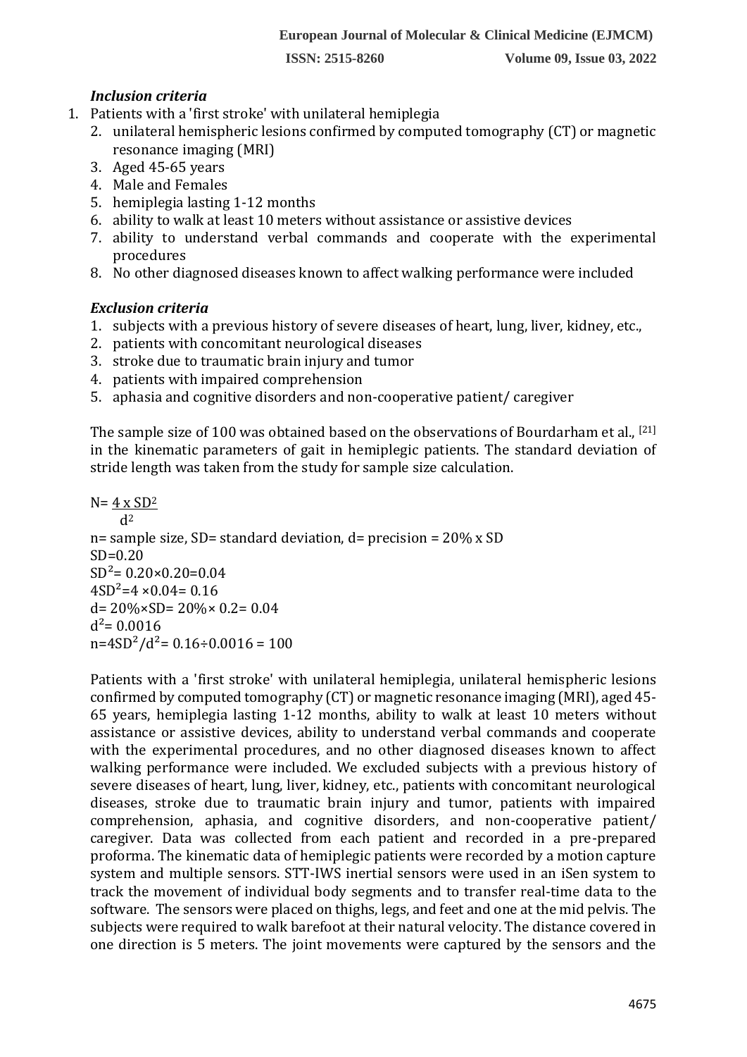### *Inclusion criteria*

1. Patients with a 'first stroke' with unilateral hemiplegia
2. unilateral hemispheric lesions confirmed by computed tomography (CT) or magnetic resonance imaging (MRI)
3. Aged 45-65 years
4. Male and Females
5. hemiplegia lasting 1-12 months
6. ability to walk at least 10 meters without assistance or assistive devices
7. ability to understand verbal commands and cooperate with the experimental procedures
8. No other diagnosed diseases known to affect walking performance were included

### *Exclusion criteria*

1. subjects with a previous history of severe diseases of heart, lung, liver, kidney, etc.,
2. patients with concomitant neurological diseases
3. stroke due to traumatic brain injury and tumor
4. patients with impaired comprehension
5. aphasia and cognitive disorders and non-cooperative patient/ caregiver

The sample size of 100 was obtained based on the observations of Bourdarham et al., [21] in the kinematic parameters of gait in hemiplegic patients. The standard deviation of stride length was taken from the study for sample size calculation.

$$N = \frac{4 \times SD^2}{d^2}$$

n= sample size, SD= standard deviation, d= precision = 20% x SD

$SD=0.20$

$SD^2 = 0.20 \times 0.20 = 0.04$

$4SD^2 = 4 \times 0.04 = 0.16$

$d = 20\% \times SD = 20\% \times 0.2 = 0.04$

$d^2 = 0.0016$

$n = 4SD^2/d^2 = 0.16 \div 0.0016 = 100$

Patients with a 'first stroke' with unilateral hemiplegia, unilateral hemispheric lesions confirmed by computed tomography (CT) or magnetic resonance imaging (MRI), aged 45-65 years, hemiplegia lasting 1-12 months, ability to walk at least 10 meters without assistance or assistive devices, ability to understand verbal commands and cooperate with the experimental procedures, and no other diagnosed diseases known to affect walking performance were included. We excluded subjects with a previous history of severe diseases of heart, lung, liver, kidney, etc., patients with concomitant neurological diseases, stroke due to traumatic brain injury and tumor, patients with impaired comprehension, aphasia, and cognitive disorders, and non-cooperative patient/ caregiver. Data was collected from each patient and recorded in a pre-prepared proforma. The kinematic data of hemiplegic patients were recorded by a motion capture system and multiple sensors. STT-IWS inertial sensors were used in an iSen system to track the movement of individual body segments and to transfer real-time data to the software. The sensors were placed on thighs, legs, and feet and one at the mid pelvis. The subjects were required to walk barefoot at their natural velocity. The distance covered in one direction is 5 meters. The joint movements were captured by the sensors and the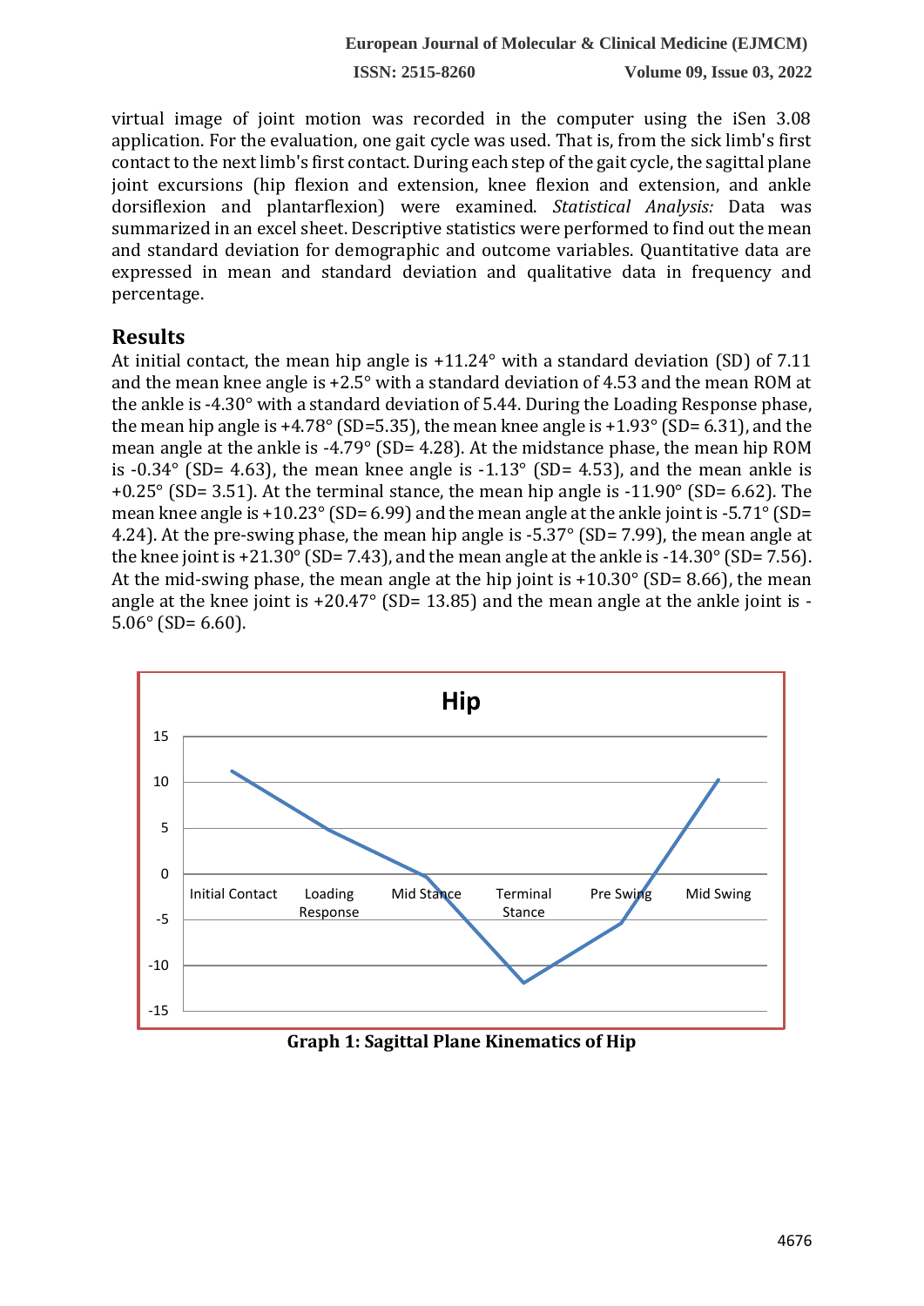virtual image of joint motion was recorded in the computer using the iSen 3.08 application. For the evaluation, one gait cycle was used. That is, from the sick limb's first contact to the next limb's first contact. During each step of the gait cycle, the sagittal plane joint excursions (hip flexion and extension, knee flexion and extension, and ankle dorsiflexion and plantarflexion) were examined. *Statistical Analysis:* Data was summarized in an excel sheet. Descriptive statistics were performed to find out the mean and standard deviation for demographic and outcome variables. Quantitative data are expressed in mean and standard deviation and qualitative data in frequency and percentage.

## Results

At initial contact, the mean hip angle is +11.24° with a standard deviation (SD) of 7.11 and the mean knee angle is +2.5° with a standard deviation of 4.53 and the mean ROM at the ankle is -4.30° with a standard deviation of 5.44. During the Loading Response phase, the mean hip angle is +4.78° (SD=5.35), the mean knee angle is +1.93° (SD= 6.31), and the mean angle at the ankle is -4.79° (SD= 4.28). At the midstance phase, the mean hip ROM is -0.34° (SD= 4.63), the mean knee angle is -1.13° (SD= 4.53), and the mean ankle is +0.25° (SD= 3.51). At the terminal stance, the mean hip angle is -11.90° (SD= 6.62). The mean knee angle is +10.23° (SD= 6.99) and the mean angle at the ankle joint is -5.71° (SD= 4.24). At the pre-swing phase, the mean hip angle is -5.37° (SD= 7.99), the mean angle at the knee joint is +21.30° (SD= 7.43), and the mean angle at the ankle is -14.30° (SD= 7.56). At the mid-swing phase, the mean angle at the hip joint is +10.30° (SD= 8.66), the mean angle at the knee joint is +20.47° (SD= 13.85) and the mean angle at the ankle joint is -5.06° (SD= 6.60).

**Graph 1: Sagittal Plane Kinematics of Hip**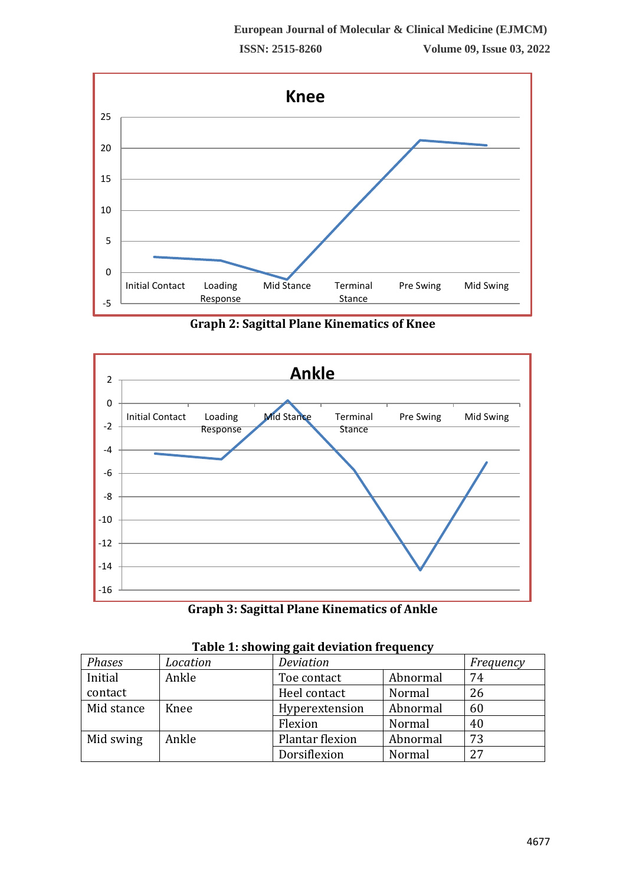Graph 2: Sagittal Plane Kinematics of Knee

Graph 3: Sagittal Plane Kinematics of Ankle

**Table 1: showing gait deviation frequency**

| *Phases* | *Location* | *Deviation* | | *Frequency* |
|---|---|---|---|---|
| Initial contact | Ankle | Toe contact | Abnormal | 74 |
| | | Heel contact | Normal | 26 |
| Mid stance | Knee | Hyperextension | Abnormal | 60 |
| | | Flexion | Normal | 40 |
| Mid swing | Ankle | Plantar flexion | Abnormal | 73 |
| | | Dorsiflexion | Normal | 27 |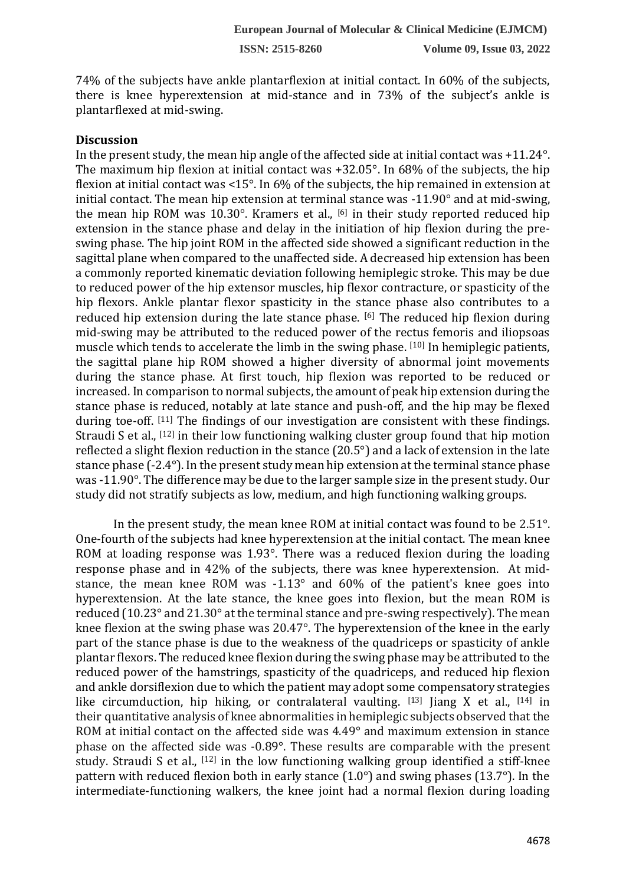74% of the subjects have ankle plantarflexion at initial contact. In 60% of the subjects, there is knee hyperextension at mid-stance and in 73% of the subject's ankle is plantarflexed at mid-swing.

## Discussion

In the present study, the mean hip angle of the affected side at initial contact was +11.24°. The maximum hip flexion at initial contact was +32.05°. In 68% of the subjects, the hip flexion at initial contact was <15°. In 6% of the subjects, the hip remained in extension at initial contact. The mean hip extension at terminal stance was -11.90° and at mid-swing, the mean hip ROM was 10.30°. Kramers et al., [6] in their study reported reduced hip extension in the stance phase and delay in the initiation of hip flexion during the pre-swing phase. The hip joint ROM in the affected side showed a significant reduction in the sagittal plane when compared to the unaffected side. A decreased hip extension has been a commonly reported kinematic deviation following hemiplegic stroke. This may be due to reduced power of the hip extensor muscles, hip flexor contracture, or spasticity of the hip flexors. Ankle plantar flexor spasticity in the stance phase also contributes to a reduced hip extension during the late stance phase. [6] The reduced hip flexion during mid-swing may be attributed to the reduced power of the rectus femoris and iliopsoas muscle which tends to accelerate the limb in the swing phase. [10] In hemiplegic patients, the sagittal plane hip ROM showed a higher diversity of abnormal joint movements during the stance phase. At first touch, hip flexion was reported to be reduced or increased. In comparison to normal subjects, the amount of peak hip extension during the stance phase is reduced, notably at late stance and push-off, and the hip may be flexed during toe-off. [11] The findings of our investigation are consistent with these findings. Straudi S et al., [12] in their low functioning walking cluster group found that hip motion reflected a slight flexion reduction in the stance (20.5°) and a lack of extension in the late stance phase (-2.4°). In the present study mean hip extension at the terminal stance phase was -11.90°. The difference may be due to the larger sample size in the present study. Our study did not stratify subjects as low, medium, and high functioning walking groups.

In the present study, the mean knee ROM at initial contact was found to be 2.51°. One-fourth of the subjects had knee hyperextension at the initial contact. The mean knee ROM at loading response was 1.93°. There was a reduced flexion during the loading response phase and in 42% of the subjects, there was knee hyperextension. At mid-stance, the mean knee ROM was -1.13° and 60% of the patient's knee goes into hyperextension. At the late stance, the knee goes into flexion, but the mean ROM is reduced (10.23° and 21.30° at the terminal stance and pre-swing respectively). The mean knee flexion at the swing phase was 20.47°. The hyperextension of the knee in the early part of the stance phase is due to the weakness of the quadriceps or spasticity of ankle plantar flexors. The reduced knee flexion during the swing phase may be attributed to the reduced power of the hamstrings, spasticity of the quadriceps, and reduced hip flexion and ankle dorsiflexion due to which the patient may adopt some compensatory strategies like circumduction, hip hiking, or contralateral vaulting. [13] Jiang X et al., [14] in their quantitative analysis of knee abnormalities in hemiplegic subjects observed that the ROM at initial contact on the affected side was 4.49° and maximum extension in stance phase on the affected side was -0.89°. These results are comparable with the present study. Straudi S et al., [12] in the low functioning walking group identified a stiff-knee pattern with reduced flexion both in early stance (1.0°) and swing phases (13.7°). In the intermediate-functioning walkers, the knee joint had a normal flexion during loading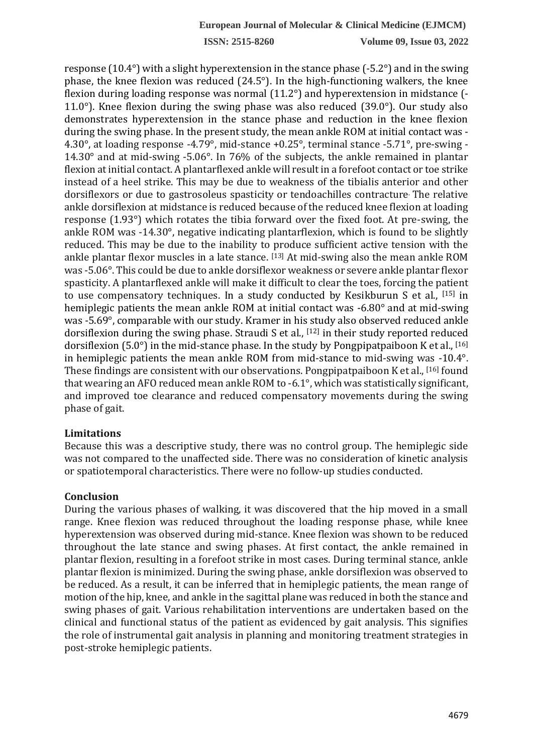response (10.4°) with a slight hyperextension in the stance phase (-5.2°) and in the swing phase, the knee flexion was reduced (24.5°). In the high-functioning walkers, the knee flexion during loading response was normal (11.2°) and hyperextension in midstance (-11.0°). Knee flexion during the swing phase was also reduced (39.0°). Our study also demonstrates hyperextension in the stance phase and reduction in the knee flexion during the swing phase. In the present study, the mean ankle ROM at initial contact was -4.30°, at loading response -4.79°, mid-stance +0.25°, terminal stance -5.71°, pre-swing -14.30° and at mid-swing -5.06°. In 76% of the subjects, the ankle remained in plantar flexion at initial contact. A plantarflexed ankle will result in a forefoot contact or toe strike instead of a heel strike. This may be due to weakness of the tibialis anterior and other dorsiflexors or due to gastrosoleus spasticity or tendoachilles contracture. The relative ankle dorsiflexion at midstance is reduced because of the reduced knee flexion at loading response (1.93°) which rotates the tibia forward over the fixed foot. At pre-swing, the ankle ROM was -14.30°, negative indicating plantarflexion, which is found to be slightly reduced. This may be due to the inability to produce sufficient active tension with the ankle plantar flexor muscles in a late stance. [13] At mid-swing also the mean ankle ROM was -5.06°. This could be due to ankle dorsiflexor weakness or severe ankle plantar flexor spasticity. A plantarflexed ankle will make it difficult to clear the toes, forcing the patient to use compensatory techniques. In a study conducted by Kesikburun S et al., [15] in hemiplegic patients the mean ankle ROM at initial contact was -6.80° and at mid-swing was -5.69°, comparable with our study. Kramer in his study also observed reduced ankle dorsiflexion during the swing phase. Straudi S et al., [12] in their study reported reduced dorsiflexion (5.0°) in the mid-stance phase. In the study by Pongpipatpaiboon K et al., [16] in hemiplegic patients the mean ankle ROM from mid-stance to mid-swing was -10.4°. These findings are consistent with our observations. Pongpipatpaiboon K et al., [16] found that wearing an AFO reduced mean ankle ROM to -6.1°, which was statistically significant, and improved toe clearance and reduced compensatory movements during the swing phase of gait.

## Limitations

Because this was a descriptive study, there was no control group. The hemiplegic side was not compared to the unaffected side. There was no consideration of kinetic analysis or spatiotemporal characteristics. There were no follow-up studies conducted.

## Conclusion

During the various phases of walking, it was discovered that the hip moved in a small range. Knee flexion was reduced throughout the loading response phase, while knee hyperextension was observed during mid-stance. Knee flexion was shown to be reduced throughout the late stance and swing phases. At first contact, the ankle remained in plantar flexion, resulting in a forefoot strike in most cases. During terminal stance, ankle plantar flexion is minimized. During the swing phase, ankle dorsiflexion was observed to be reduced. As a result, it can be inferred that in hemiplegic patients, the mean range of motion of the hip, knee, and ankle in the sagittal plane was reduced in both the stance and swing phases of gait. Various rehabilitation interventions are undertaken based on the clinical and functional status of the patient as evidenced by gait analysis. This signifies the role of instrumental gait analysis in planning and monitoring treatment strategies in post-stroke hemiplegic patients.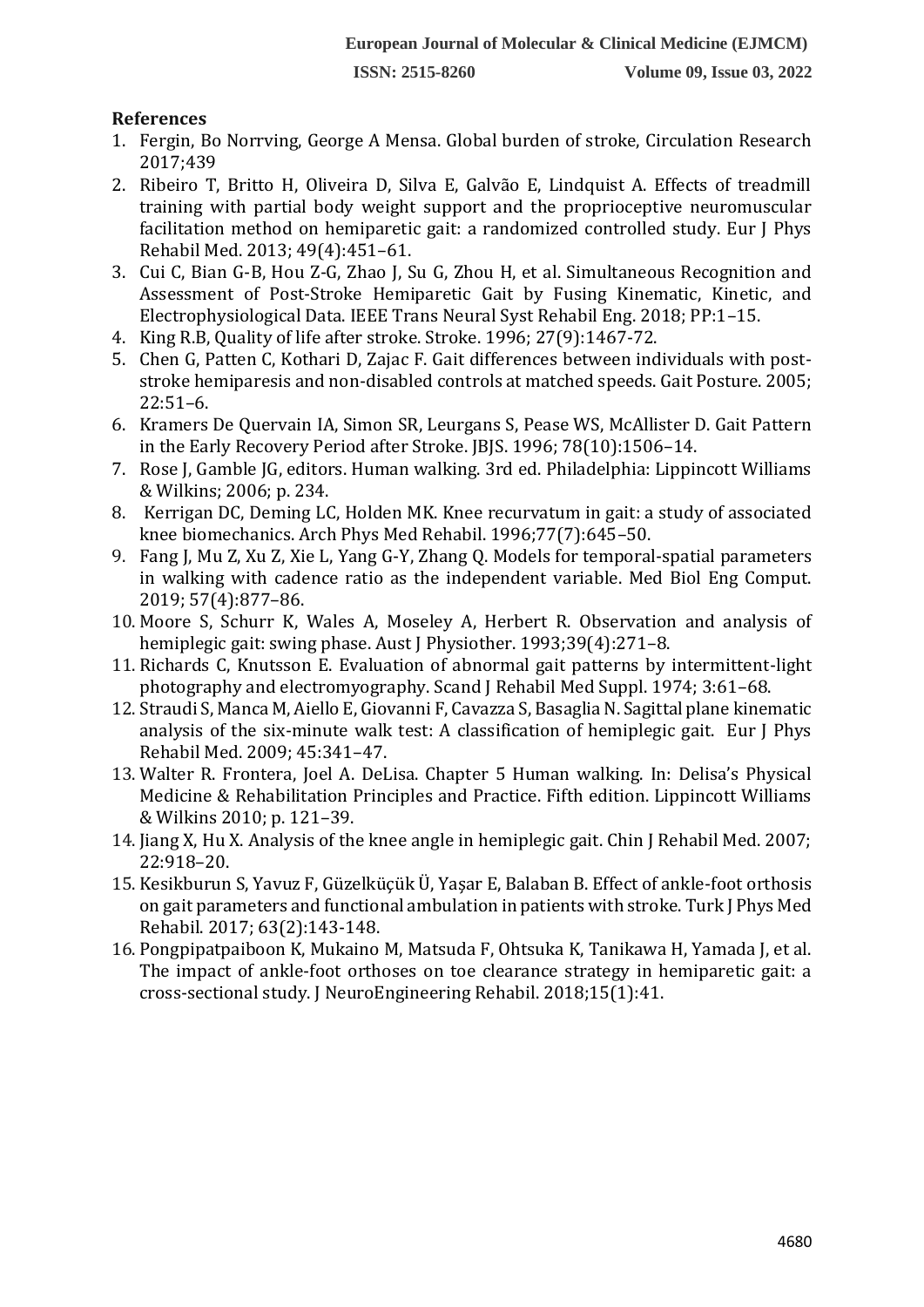**References**

1. Fergin, Bo Norrving, George A Mensa. Global burden of stroke, Circulation Research 2017;439
2. Ribeiro T, Britto H, Oliveira D, Silva E, Galvão E, Lindquist A. Effects of treadmill training with partial body weight support and the proprioceptive neuromuscular facilitation method on hemiparetic gait: a randomized controlled study. Eur J Phys Rehabil Med. 2013; 49(4):451–61.
3. Cui C, Bian G-B, Hou Z-G, Zhao J, Su G, Zhou H, et al. Simultaneous Recognition and Assessment of Post-Stroke Hemiparetic Gait by Fusing Kinematic, Kinetic, and Electrophysiological Data. IEEE Trans Neural Syst Rehabil Eng. 2018; PP:1–15.
4. King R.B, Quality of life after stroke. Stroke. 1996; 27(9):1467-72.
5. Chen G, Patten C, Kothari D, Zajac F. Gait differences between individuals with post-stroke hemiparesis and non-disabled controls at matched speeds. Gait Posture. 2005; 22:51–6.
6. Kramers De Quervain IA, Simon SR, Leurgans S, Pease WS, McAllister D. Gait Pattern in the Early Recovery Period after Stroke. JBJS. 1996; 78(10):1506–14.
7. Rose J, Gamble JG, editors. Human walking. 3rd ed. Philadelphia: Lippincott Williams & Wilkins; 2006; p. 234.
8. Kerrigan DC, Deming LC, Holden MK. Knee recurvatum in gait: a study of associated knee biomechanics. Arch Phys Med Rehabil. 1996;77(7):645–50.
9. Fang J, Mu Z, Xu Z, Xie L, Yang G-Y, Zhang Q. Models for temporal-spatial parameters in walking with cadence ratio as the independent variable. Med Biol Eng Comput. 2019; 57(4):877–86.
10. Moore S, Schurr K, Wales A, Moseley A, Herbert R. Observation and analysis of hemiplegic gait: swing phase. Aust J Physiother. 1993;39(4):271–8.
11. Richards C, Knutsson E. Evaluation of abnormal gait patterns by intermittent-light photography and electromyography. Scand J Rehabil Med Suppl. 1974; 3:61–68.
12. Straudi S, Manca M, Aiello E, Giovanni F, Cavazza S, Basaglia N. Sagittal plane kinematic analysis of the six-minute walk test: A classification of hemiplegic gait. Eur J Phys Rehabil Med. 2009; 45:341–47.
13. Walter R. Frontera, Joel A. DeLisa. Chapter 5 Human walking. In: Delisa's Physical Medicine & Rehabilitation Principles and Practice. Fifth edition. Lippincott Williams & Wilkins 2010; p. 121–39.
14. Jiang X, Hu X. Analysis of the knee angle in hemiplegic gait. Chin J Rehabil Med. 2007; 22:918–20.
15. Kesikburun S, Yavuz F, Güzelküçük Ü, Yaşar E, Balaban B. Effect of ankle-foot orthosis on gait parameters and functional ambulation in patients with stroke. Turk J Phys Med Rehabil. 2017; 63(2):143-148.
16. Pongpipatpaiboon K, Mukaino M, Matsuda F, Ohtsuka K, Tanikawa H, Yamada J, et al. The impact of ankle-foot orthoses on toe clearance strategy in hemiparetic gait: a cross-sectional study. J NeuroEngineering Rehabil. 2018;15(1):41.